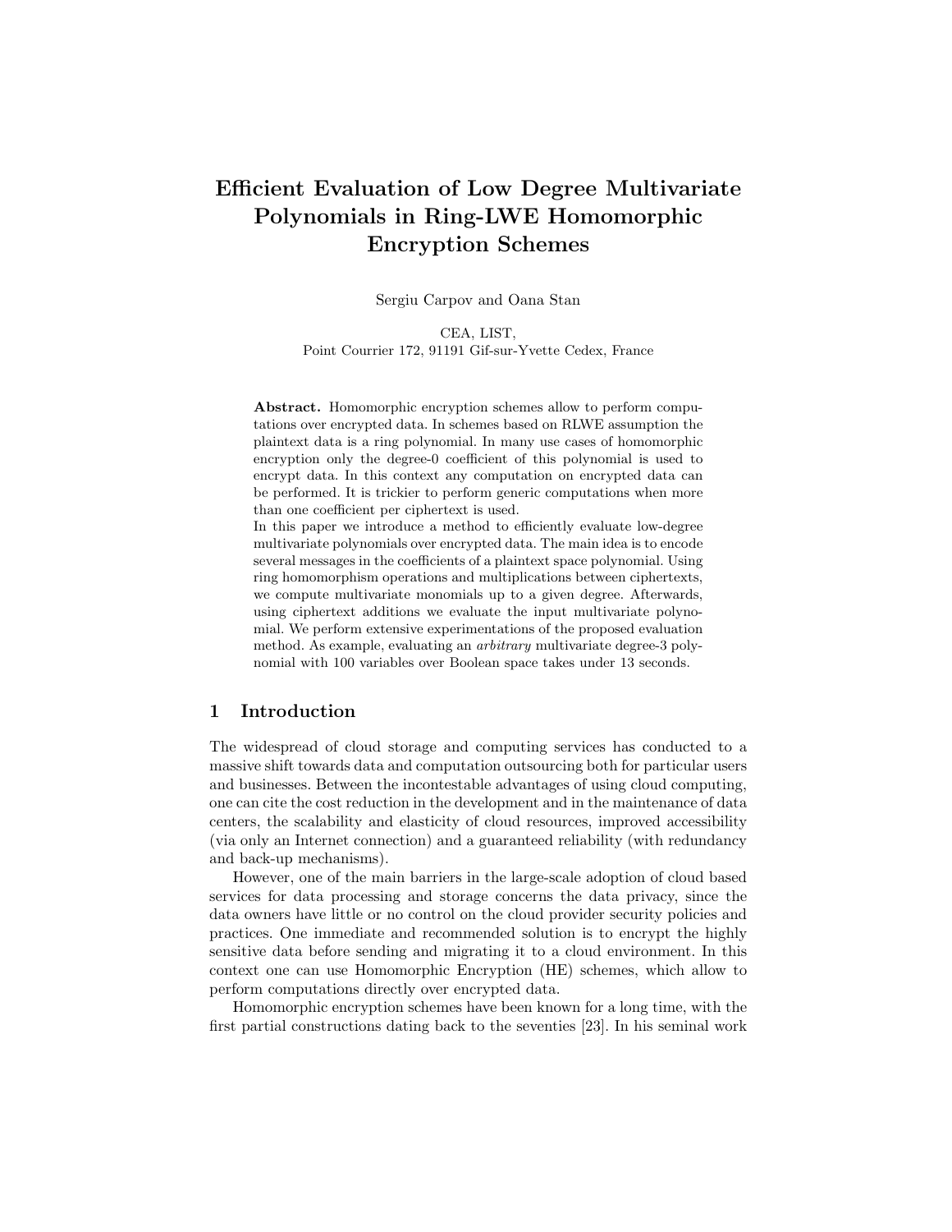# Efficient Evaluation of Low Degree Multivariate Polynomials in Ring-LWE Homomorphic Encryption Schemes

Sergiu Carpov and Oana Stan

CEA, LIST,
Point Courrier 172, 91191 Gif-sur-Yvette Cedex, France

**Abstract.** Homomorphic encryption schemes allow to perform computations over encrypted data. In schemes based on RLWE assumption the plaintext data is a ring polynomial. In many use cases of homomorphic encryption only the degree-0 coefficient of this polynomial is used to encrypt data. In this context any computation on encrypted data can be performed. It is trickier to perform generic computations when more than one coefficient per ciphertext is used.

In this paper we introduce a method to efficiently evaluate low-degree multivariate polynomials over encrypted data. The main idea is to encode several messages in the coefficients of a plaintext space polynomial. Using ring homomorphism operations and multiplications between ciphertexts, we compute multivariate monomials up to a given degree. Afterwards, using ciphertext additions we evaluate the input multivariate polynomial. We perform extensive experimentations of the proposed evaluation method. As example, evaluating an *arbitrary* multivariate degree-3 polynomial with 100 variables over Boolean space takes under 13 seconds.

## 1 Introduction

The widespread of cloud storage and computing services has conducted to a massive shift towards data and computation outsourcing both for particular users and businesses. Between the incontestable advantages of using cloud computing, one can cite the cost reduction in the development and in the maintenance of data centers, the scalability and elasticity of cloud resources, improved accessibility (via only an Internet connection) and a guaranteed reliability (with redundancy and back-up mechanisms).

However, one of the main barriers in the large-scale adoption of cloud based services for data processing and storage concerns the data privacy, since the data owners have little or no control on the cloud provider security policies and practices. One immediate and recommended solution is to encrypt the highly sensitive data before sending and migrating it to a cloud environment. In this context one can use Homomorphic Encryption (HE) schemes, which allow to perform computations directly over encrypted data.

Homomorphic encryption schemes have been known for a long time, with the first partial constructions dating back to the seventies [23]. In his seminal work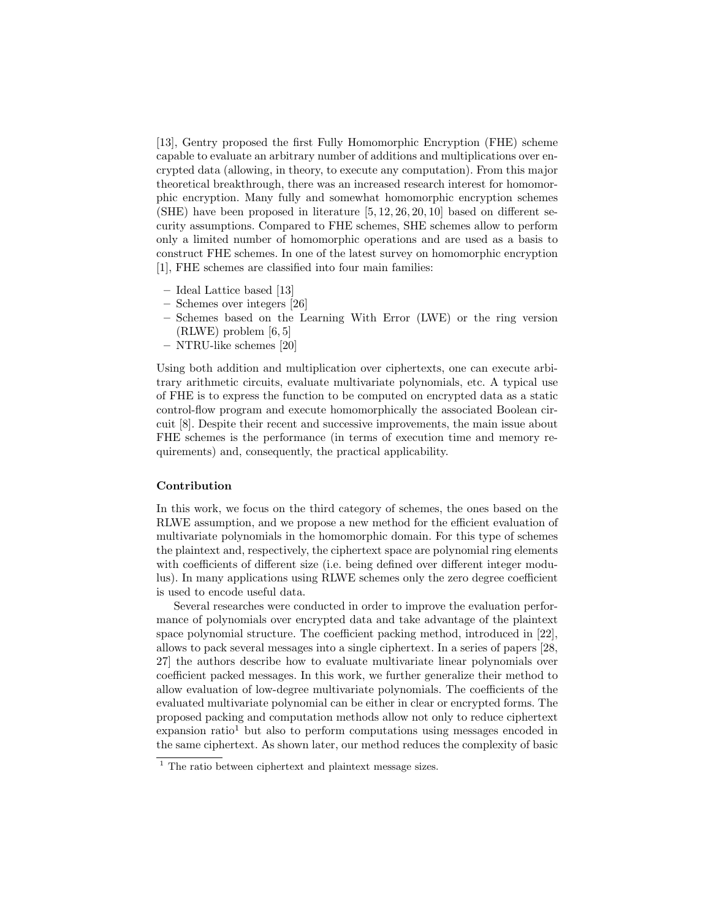[13], Gentry proposed the first Fully Homomorphic Encryption (FHE) scheme capable to evaluate an arbitrary number of additions and multiplications over encrypted data (allowing, in theory, to execute any computation). From this major theoretical breakthrough, there was an increased research interest for homomorphic encryption. Many fully and somewhat homomorphic encryption schemes (SHE) have been proposed in literature [5, 12, 26, 20, 10] based on different security assumptions. Compared to FHE schemes, SHE schemes allow to perform only a limited number of homomorphic operations and are used as a basis to construct FHE schemes. In one of the latest survey on homomorphic encryption [1], FHE schemes are classified into four main families:

- Ideal Lattice based [13]
- Schemes over integers [26]
- Schemes based on the Learning With Error (LWE) or the ring version (RLWE) problem [6, 5]
- NTRU-like schemes [20]

Using both addition and multiplication over ciphertexts, one can execute arbitrary arithmetic circuits, evaluate multivariate polynomials, etc. A typical use of FHE is to express the function to be computed on encrypted data as a static control-flow program and execute homomorphically the associated Boolean circuit [8]. Despite their recent and successive improvements, the main issue about FHE schemes is the performance (in terms of execution time and memory requirements) and, consequently, the practical applicability.

#### Contribution

In this work, we focus on the third category of schemes, the ones based on the RLWE assumption, and we propose a new method for the efficient evaluation of multivariate polynomials in the homomorphic domain. For this type of schemes the plaintext and, respectively, the ciphertext space are polynomial ring elements with coefficients of different size (i.e. being defined over different integer modulus). In many applications using RLWE schemes only the zero degree coefficient is used to encode useful data.

Several researches were conducted in order to improve the evaluation performance of polynomials over encrypted data and take advantage of the plaintext space polynomial structure. The coefficient packing method, introduced in [22], allows to pack several messages into a single ciphertext. In a series of papers [28, 27] the authors describe how to evaluate multivariate linear polynomials over coefficient packed messages. In this work, we further generalize their method to allow evaluation of low-degree multivariate polynomials. The coefficients of the evaluated multivariate polynomial can be either in clear or encrypted forms. The proposed packing and computation methods allow not only to reduce ciphertext expansion ratio[1] but also to perform computations using messages encoded in the same ciphertext. As shown later, our method reduces the complexity of basic

[1] The ratio between ciphertext and plaintext message sizes.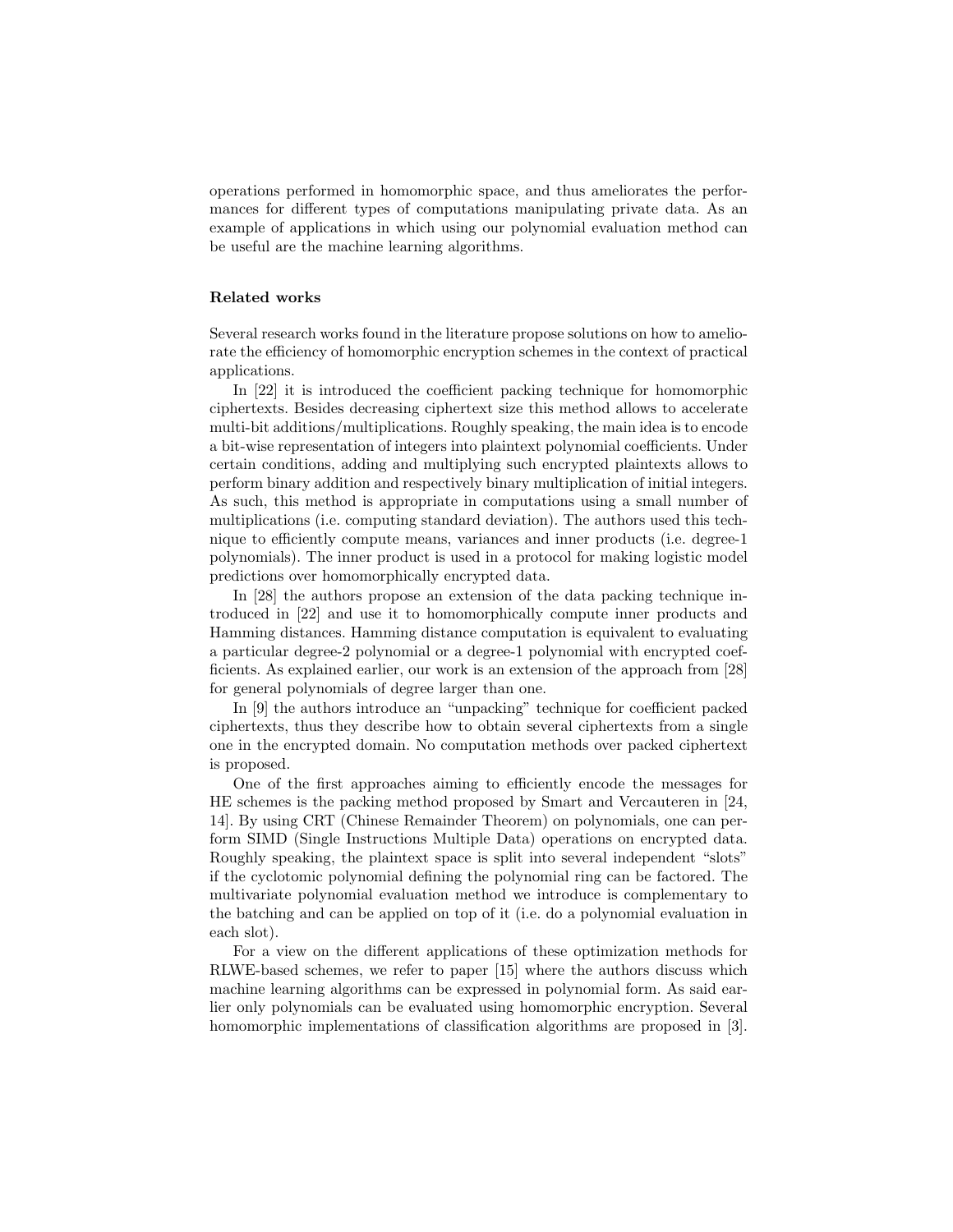operations performed in homomorphic space, and thus ameliorates the performances for different types of computations manipulating private data. As an example of applications in which using our polynomial evaluation method can be useful are the machine learning algorithms.

**Related works**

Several research works found in the literature propose solutions on how to ameliorate the efficiency of homomorphic encryption schemes in the context of practical applications.

In [22] it is introduced the coefficient packing technique for homomorphic ciphertexts. Besides decreasing ciphertext size this method allows to accelerate multi-bit additions/multiplications. Roughly speaking, the main idea is to encode a bit-wise representation of integers into plaintext polynomial coefficients. Under certain conditions, adding and multiplying such encrypted plaintexts allows to perform binary addition and respectively binary multiplication of initial integers. As such, this method is appropriate in computations using a small number of multiplications (i.e. computing standard deviation). The authors used this technique to efficiently compute means, variances and inner products (i.e. degree-1 polynomials). The inner product is used in a protocol for making logistic model predictions over homomorphically encrypted data.

In [28] the authors propose an extension of the data packing technique introduced in [22] and use it to homomorphically compute inner products and Hamming distances. Hamming distance computation is equivalent to evaluating a particular degree-2 polynomial or a degree-1 polynomial with encrypted coefficients. As explained earlier, our work is an extension of the approach from [28] for general polynomials of degree larger than one.

In [9] the authors introduce an "unpacking" technique for coefficient packed ciphertexts, thus they describe how to obtain several ciphertexts from a single one in the encrypted domain. No computation methods over packed ciphertext is proposed.

One of the first approaches aiming to efficiently encode the messages for HE schemes is the packing method proposed by Smart and Vercauteren in [24, 14]. By using CRT (Chinese Remainder Theorem) on polynomials, one can perform SIMD (Single Instructions Multiple Data) operations on encrypted data. Roughly speaking, the plaintext space is split into several independent "slots" if the cyclotomic polynomial defining the polynomial ring can be factored. The multivariate polynomial evaluation method we introduce is complementary to the batching and can be applied on top of it (i.e. do a polynomial evaluation in each slot).

For a view on the different applications of these optimization methods for RLWE-based schemes, we refer to paper [15] where the authors discuss which machine learning algorithms can be expressed in polynomial form. As said earlier only polynomials can be evaluated using homomorphic encryption. Several homomorphic implementations of classification algorithms are proposed in [3].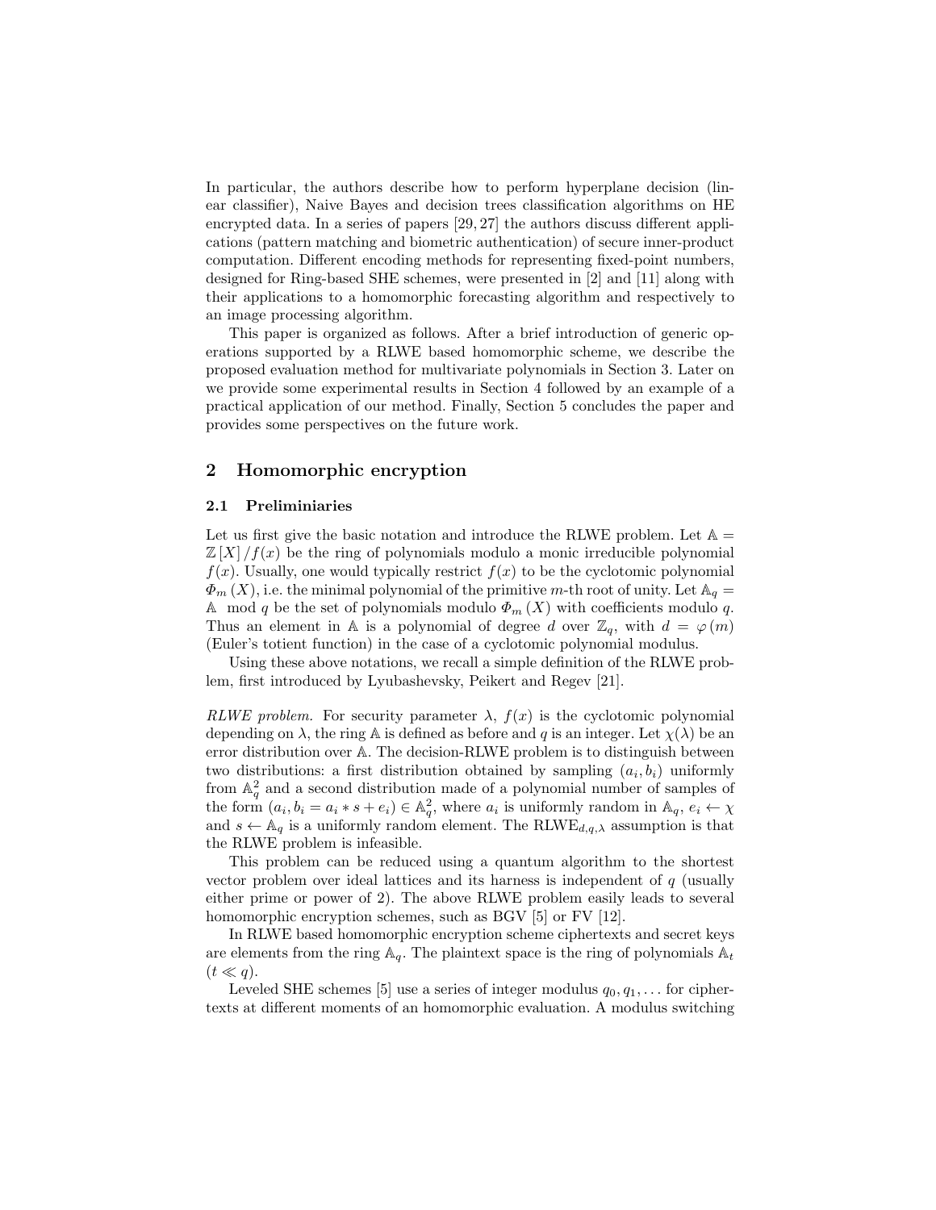In particular, the authors describe how to perform hyperplane decision (linear classifier), Naive Bayes and decision trees classification algorithms on HE encrypted data. In a series of papers [29, 27] the authors discuss different applications (pattern matching and biometric authentication) of secure inner-product computation. Different encoding methods for representing fixed-point numbers, designed for Ring-based SHE schemes, were presented in [2] and [11] along with their applications to a homomorphic forecasting algorithm and respectively to an image processing algorithm.

This paper is organized as follows. After a brief introduction of generic operations supported by a RLWE based homomorphic scheme, we describe the proposed evaluation method for multivariate polynomials in Section 3. Later on we provide some experimental results in Section 4 followed by an example of a practical application of our method. Finally, Section 5 concludes the paper and provides some perspectives on the future work.

## 2 Homomorphic encryption

### 2.1 Preliminiaries

Let us first give the basic notation and introduce the RLWE problem. Let $\mathbb{A} = \mathbb{Z}[X]/f(x)$ be the ring of polynomials modulo a monic irreducible polynomial $f(x)$. Usually, one would typically restrict $f(x)$ to be the cyclotomic polynomial $\Phi_m(X)$, i.e. the minimal polynomial of the primitive $m$-th root of unity. Let $\mathbb{A}_q = \mathbb{A} \mod q$ be the set of polynomials modulo $\Phi_m(X)$ with coefficients modulo $q$. Thus an element in $\mathbb{A}$ is a polynomial of degree $d$ over $\mathbb{Z}_q$, with $d = \varphi(m)$ (Euler's totient function) in the case of a cyclotomic polynomial modulus.

Using these above notations, we recall a simple definition of the RLWE problem, first introduced by Lyubashevsky, Peikert and Regev [21].

*RLWE problem.* For security parameter $\lambda$, $f(x)$ is the cyclotomic polynomial depending on $\lambda$, the ring $\mathbb{A}$ is defined as before and $q$ is an integer. Let $\chi(\lambda)$ be an error distribution over $\mathbb{A}$. The decision-RLWE problem is to distinguish between two distributions: a first distribution obtained by sampling $(a_i, b_i)$ uniformly from $\mathbb{A}_q^2$ and a second distribution made of a polynomial number of samples of the form $(a_i, b_i = a_i * s + e_i) \in \mathbb{A}_q^2$, where $a_i$ is uniformly random in $\mathbb{A}_q$, $e_i \leftarrow \chi$ and $s \leftarrow \mathbb{A}_q$ is a uniformly random element. The RLWE$_{d,q,\lambda}$ assumption is that the RLWE problem is infeasible.

This problem can be reduced using a quantum algorithm to the shortest vector problem over ideal lattices and its harness is independent of $q$ (usually either prime or power of 2). The above RLWE problem easily leads to several homomorphic encryption schemes, such as BGV [5] or FV [12].

In RLWE based homomorphic encryption scheme ciphertexts and secret keys are elements from the ring $\mathbb{A}_q$. The plaintext space is the ring of polynomials $\mathbb{A}_t$ ($t \ll q$).

Leveled SHE schemes [5] use a series of integer modulus $q_0, q_1, \ldots$ for ciphertexts at different moments of an homomorphic evaluation. A modulus switching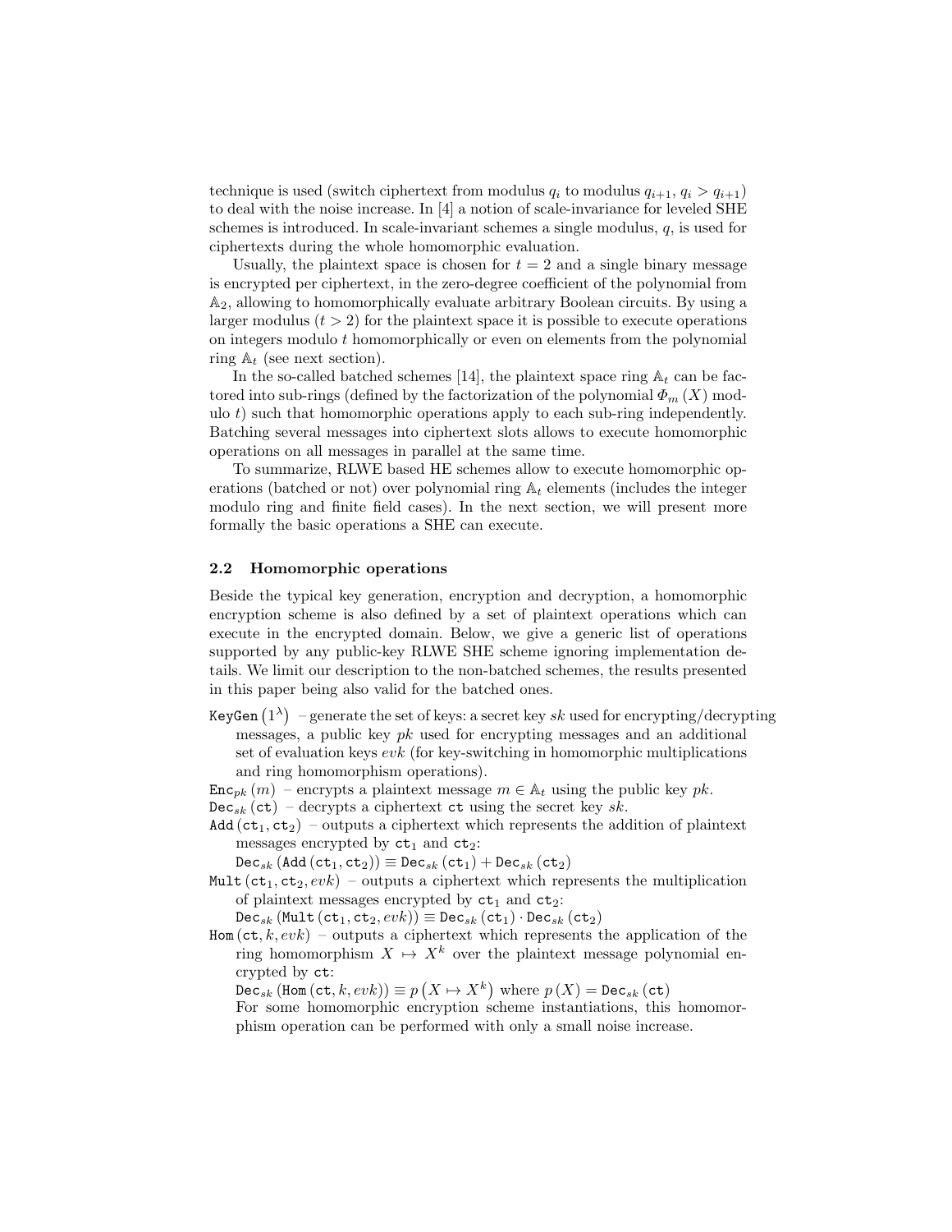technique is used (switch ciphertext from modulus $q_i$ to modulus $q_{i+1}$, $q_i > q_{i+1}$) to deal with the noise increase. In [4] a notion of scale-invariance for leveled SHE schemes is introduced. In scale-invariant schemes a single modulus, $q$, is used for ciphertexts during the whole homomorphic evaluation.

Usually, the plaintext space is chosen for $t = 2$ and a single binary message is encrypted per ciphertext, in the zero-degree coefficient of the polynomial from $\mathbb{A}_2$, allowing to homomorphically evaluate arbitrary Boolean circuits. By using a larger modulus ($t > 2$) for the plaintext space it is possible to execute operations on integers modulo $t$ homomorphically or even on elements from the polynomial ring $\mathbb{A}_t$ (see next section).

In the so-called batched schemes [14], the plaintext space ring $\mathbb{A}_t$ can be factored into sub-rings (defined by the factorization of the polynomial $\Phi_m(X)$ modulo $t$) such that homomorphic operations apply to each sub-ring independently. Batching several messages into ciphertext slots allows to execute homomorphic operations on all messages in parallel at the same time.

To summarize, RLWE based HE schemes allow to execute homomorphic operations (batched or not) over polynomial ring $\mathbb{A}_t$ elements (includes the integer modulo ring and finite field cases). In the next section, we will present more formally the basic operations a SHE can execute.

### 2.2 Homomorphic operations

Beside the typical key generation, encryption and decryption, a homomorphic encryption scheme is also defined by a set of plaintext operations which can execute in the encrypted domain. Below, we give a generic list of operations supported by any public-key RLWE SHE scheme ignoring implementation details. We limit our description to the non-batched schemes, the results presented in this paper being also valid for the batched ones.

$\mathtt{KeyGen}\left(1^\lambda\right)$ – generate the set of keys: a secret key $sk$ used for encrypting/decrypting messages, a public key $pk$ used for encrypting messages and an additional set of evaluation keys $evk$ (for key-switching in homomorphic multiplications and ring homomorphism operations).

$\mathtt{Enc}_{pk}(m)$ – encrypts a plaintext message $m \in \mathbb{A}_t$ using the public key $pk$.

$\mathtt{Dec}_{sk}(\mathtt{ct})$ – decrypts a ciphertext $\mathtt{ct}$ using the secret key $sk$.

$\mathtt{Add}(\mathtt{ct}_1, \mathtt{ct}_2)$ – outputs a ciphertext which represents the addition of plaintext messages encrypted by $\mathtt{ct}_1$ and $\mathtt{ct}_2$:
$\mathtt{Dec}_{sk}(\mathtt{Add}(\mathtt{ct}_1, \mathtt{ct}_2)) \equiv \mathtt{Dec}_{sk}(\mathtt{ct}_1) + \mathtt{Dec}_{sk}(\mathtt{ct}_2)$

$\mathtt{Mult}(\mathtt{ct}_1, \mathtt{ct}_2, evk)$ – outputs a ciphertext which represents the multiplication of plaintext messages encrypted by $\mathtt{ct}_1$ and $\mathtt{ct}_2$:
$\mathtt{Dec}_{sk}(\mathtt{Mult}(\mathtt{ct}_1, \mathtt{ct}_2, evk)) \equiv \mathtt{Dec}_{sk}(\mathtt{ct}_1) \cdot \mathtt{Dec}_{sk}(\mathtt{ct}_2)$

$\mathtt{Hom}(\mathtt{ct}, k, evk)$ – outputs a ciphertext which represents the application of the ring homomorphism $X \mapsto X^k$ over the plaintext message polynomial encrypted by $\mathtt{ct}$:
$\mathtt{Dec}_{sk}(\mathtt{Hom}(\mathtt{ct}, k, evk)) \equiv p\left(X \mapsto X^k\right)$ where $p(X) = \mathtt{Dec}_{sk}(\mathtt{ct})$
For some homomorphic encryption scheme instantiations, this homomorphism operation can be performed with only a small noise increase.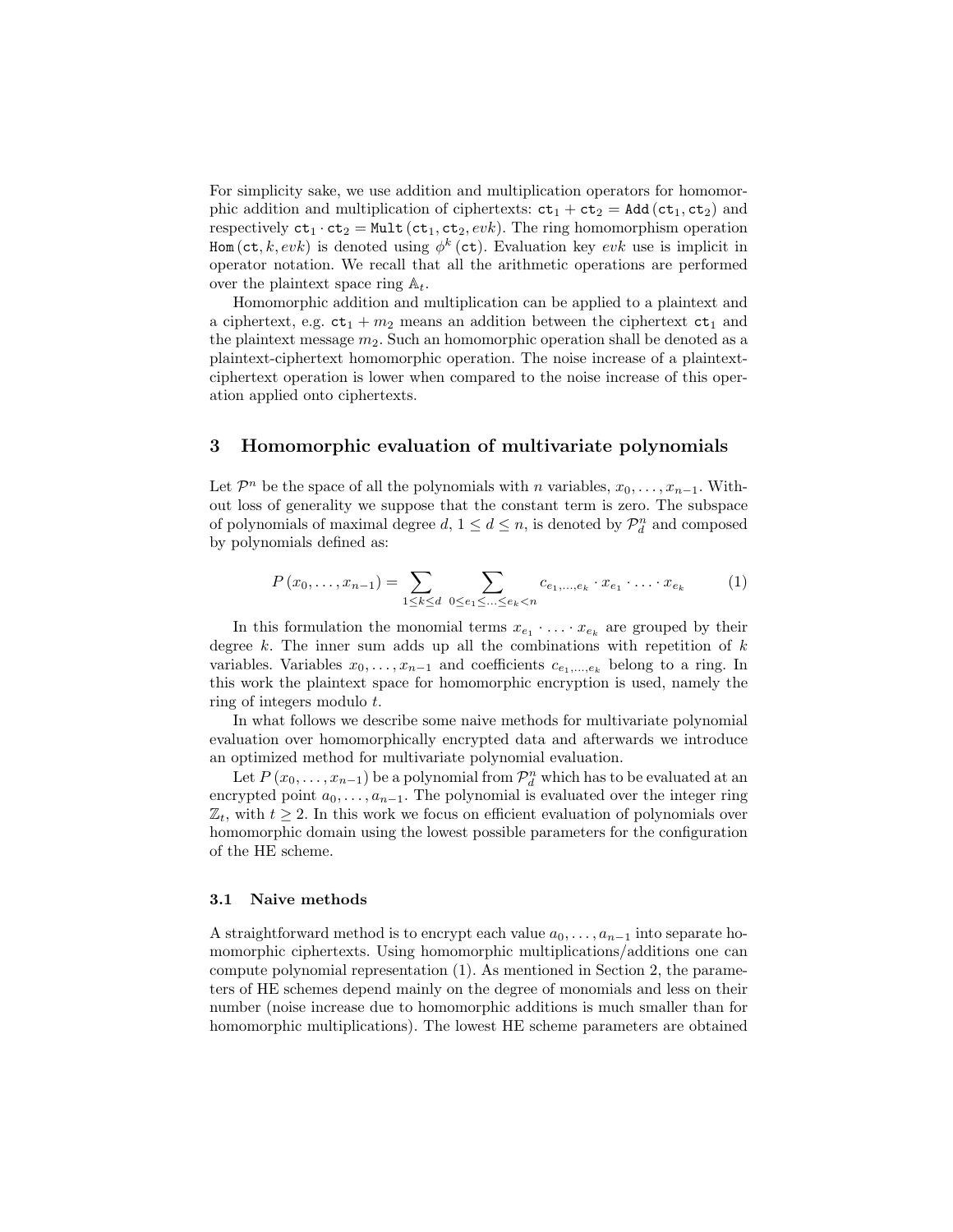For simplicity sake, we use addition and multiplication operators for homomorphic addition and multiplication of ciphertexts: $\mathtt{ct}_1 + \mathtt{ct}_2 = \mathtt{Add}(\mathtt{ct}_1, \mathtt{ct}_2)$ and respectively $\mathtt{ct}_1 \cdot \mathtt{ct}_2 = \mathtt{Mult}(\mathtt{ct}_1, \mathtt{ct}_2, evk)$. The ring homomorphism operation $\mathtt{Hom}(\mathtt{ct}, k, evk)$ is denoted using $\phi^k(\mathtt{ct})$. Evaluation key $evk$ use is implicit in operator notation. We recall that all the arithmetic operations are performed over the plaintext space ring $\mathbb{A}_t$.

Homomorphic addition and multiplication can be applied to a plaintext and a ciphertext, e.g. $\mathtt{ct}_1 + m_2$ means an addition between the ciphertext $\mathtt{ct}_1$ and the plaintext message $m_2$. Such an homomorphic operation shall be denoted as a plaintext-ciphertext homomorphic operation. The noise increase of a plaintext-ciphertext operation is lower when compared to the noise increase of this operation applied onto ciphertexts.

## 3 Homomorphic evaluation of multivariate polynomials

Let $\mathcal{P}^n$ be the space of all the polynomials with $n$ variables, $x_0, \ldots, x_{n-1}$. Without loss of generality we suppose that the constant term is zero. The subspace of polynomials of maximal degree $d$, $1 \leq d \leq n$, is denoted by $\mathcal{P}^n_d$ and composed by polynomials defined as:

$$P(x_0, \ldots, x_{n-1}) = \sum_{1 \leq k \leq d} \; \sum_{0 \leq e_1 \leq \ldots \leq e_k < n} c_{e_1, \ldots, e_k} \cdot x_{e_1} \cdot \ldots \cdot x_{e_k} \tag{1}$$

In this formulation the monomial terms $x_{e_1} \cdot \ldots \cdot x_{e_k}$ are grouped by their degree $k$. The inner sum adds up all the combinations with repetition of $k$ variables. Variables $x_0, \ldots, x_{n-1}$ and coefficients $c_{e_1, \ldots, e_k}$ belong to a ring. In this work the plaintext space for homomorphic encryption is used, namely the ring of integers modulo $t$.

In what follows we describe some naive methods for multivariate polynomial evaluation over homomorphically encrypted data and afterwards we introduce an optimized method for multivariate polynomial evaluation.

Let $P(x_0, \ldots, x_{n-1})$ be a polynomial from $\mathcal{P}^n_d$ which has to be evaluated at an encrypted point $a_0, \ldots, a_{n-1}$. The polynomial is evaluated over the integer ring $\mathbb{Z}_t$, with $t \geq 2$. In this work we focus on efficient evaluation of polynomials over homomorphic domain using the lowest possible parameters for the configuration of the HE scheme.

### 3.1 Naive methods

A straightforward method is to encrypt each value $a_0, \ldots, a_{n-1}$ into separate homomorphic ciphertexts. Using homomorphic multiplications/additions one can compute polynomial representation (1). As mentioned in Section 2, the parameters of HE schemes depend mainly on the degree of monomials and less on their number (noise increase due to homomorphic additions is much smaller than for homomorphic multiplications). The lowest HE scheme parameters are obtained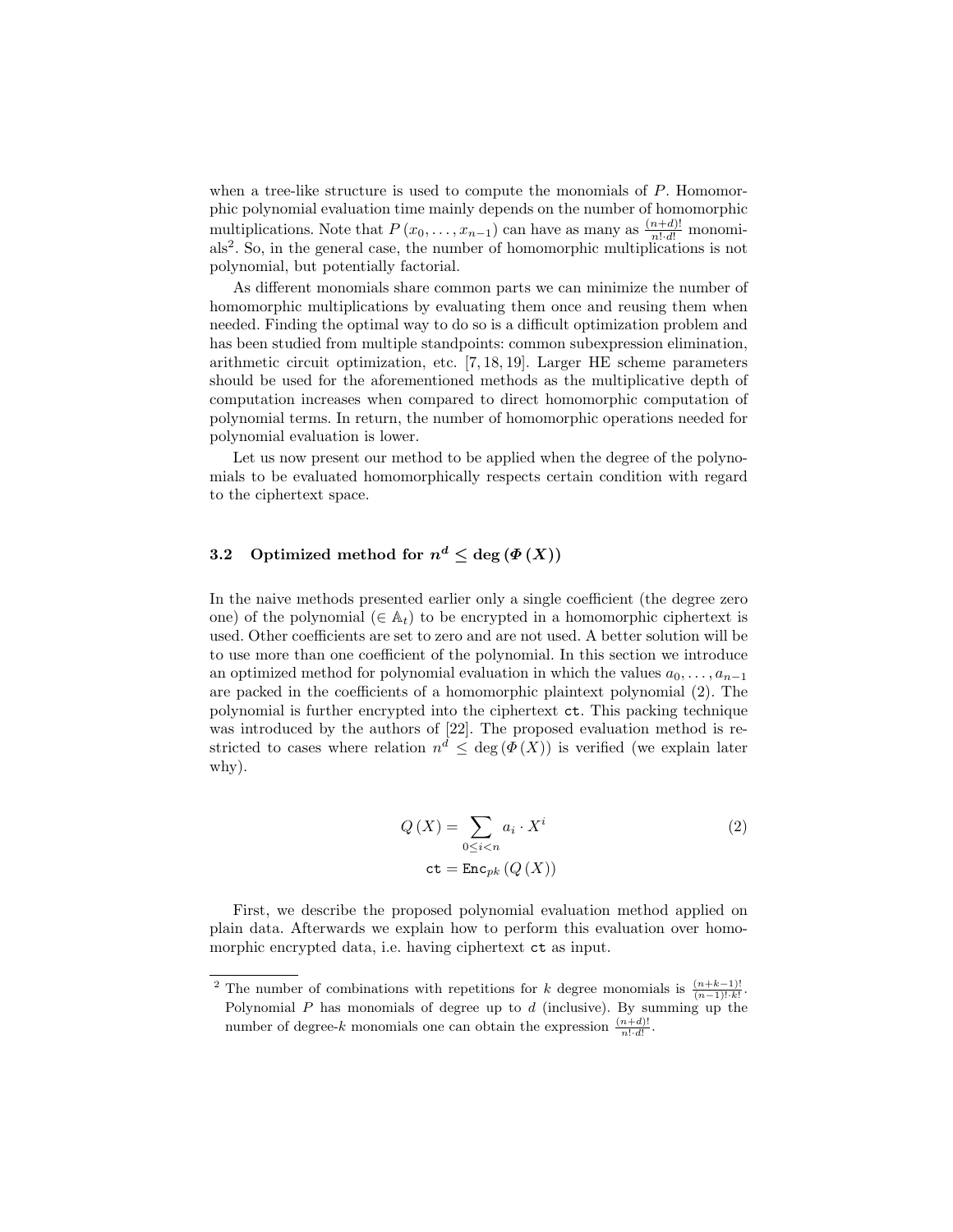when a tree-like structure is used to compute the monomials of $P$. Homomorphic polynomial evaluation time mainly depends on the number of homomorphic multiplications. Note that $P(x_0, \ldots, x_{n-1})$ can have as many as $\frac{(n+d)!}{n! \cdot d!}$ monomials[2]. So, in the general case, the number of homomorphic multiplications is not polynomial, but potentially factorial.

As different monomials share common parts we can minimize the number of homomorphic multiplications by evaluating them once and reusing them when needed. Finding the optimal way to do so is a difficult optimization problem and has been studied from multiple standpoints: common subexpression elimination, arithmetic circuit optimization, etc. [7, 18, 19]. Larger HE scheme parameters should be used for the aforementioned methods as the multiplicative depth of computation increases when compared to direct homomorphic computation of polynomial terms. In return, the number of homomorphic operations needed for polynomial evaluation is lower.

Let us now present our method to be applied when the degree of the polynomials to be evaluated homomorphically respects certain condition with regard to the ciphertext space.

### 3.2 Optimized method for $n^d \leq \deg(\Phi(X))$

In the naive methods presented earlier only a single coefficient (the degree zero one) of the polynomial ($\in \mathbb{A}_t$) to be encrypted in a homomorphic ciphertext is used. Other coefficients are set to zero and are not used. A better solution will be to use more than one coefficient of the polynomial. In this section we introduce an optimized method for polynomial evaluation in which the values $a_0, \ldots, a_{n-1}$ are packed in the coefficients of a homomorphic plaintext polynomial (2). The polynomial is further encrypted into the ciphertext $\texttt{ct}$. This packing technique was introduced by the authors of [22]. The proposed evaluation method is restricted to cases where relation $n^d \leq \deg(\Phi(X))$ is verified (we explain later why).

$$
\begin{aligned}
Q(X) &= \sum_{0 \leq i < n} a_i \cdot X^i \qquad (2) \\
\texttt{ct} &= \texttt{Enc}_{pk}(Q(X))
\end{aligned}
$$

First, we describe the proposed polynomial evaluation method applied on plain data. Afterwards we explain how to perform this evaluation over homomorphic encrypted data, i.e. having ciphertext $\texttt{ct}$ as input.

---

[2] The number of combinations with repetitions for $k$ degree monomials is $\frac{(n+k-1)!}{(n-1)! \cdot k!}$. Polynomial $P$ has monomials of degree up to $d$ (inclusive). By summing up the number of degree-$k$ monomials one can obtain the expression $\frac{(n+d)!}{n! \cdot d!}$.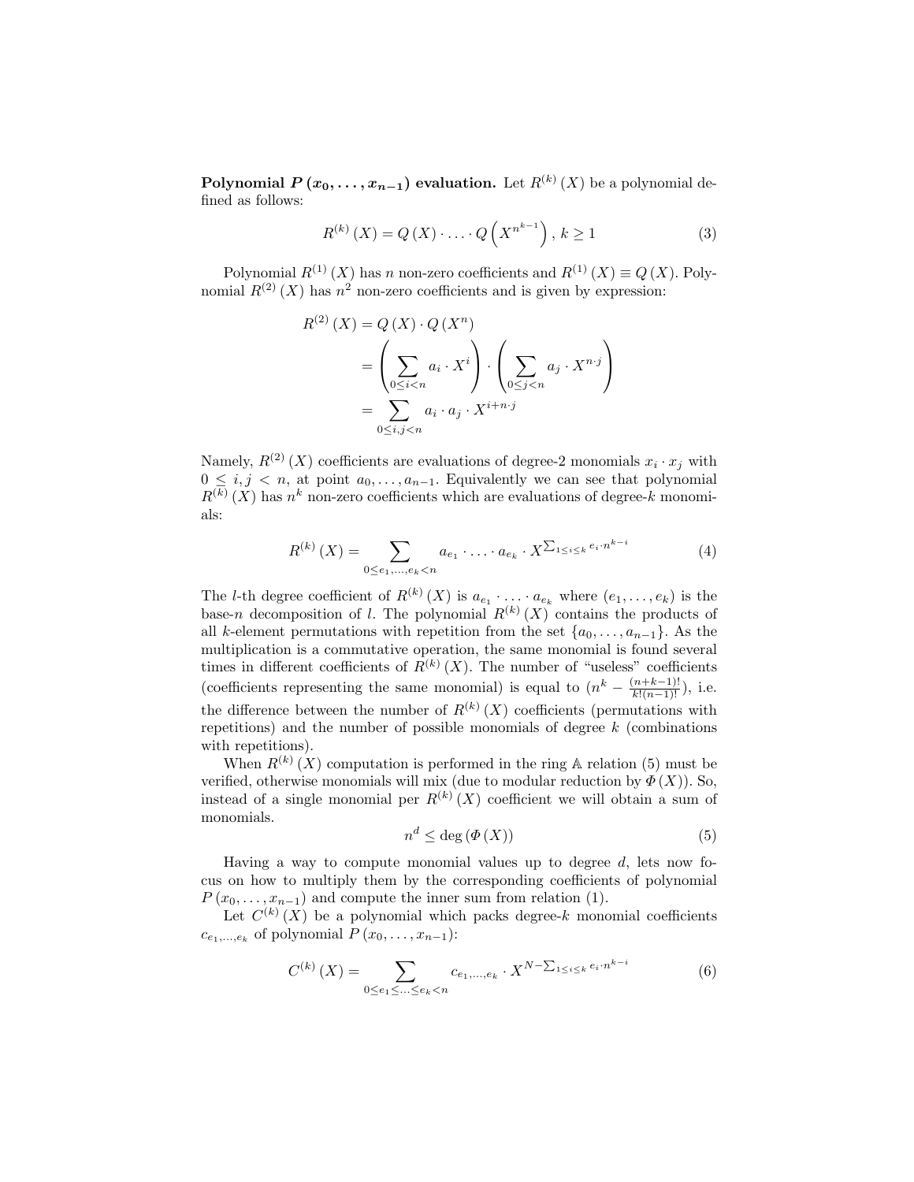**Polynomial $P(x_0, \ldots, x_{n-1})$ evaluation.** Let $R^{(k)}(X)$ be a polynomial defined as follows:

$$R^{(k)}(X) = Q(X) \cdot \ldots \cdot Q\left(X^{n^{k-1}}\right), \; k \geq 1 \tag{3}$$

Polynomial $R^{(1)}(X)$ has $n$ non-zero coefficients and $R^{(1)}(X) \equiv Q(X)$. Polynomial $R^{(2)}(X)$ has $n^2$ non-zero coefficients and is given by expression:

$$\begin{aligned} R^{(2)}(X) &= Q(X) \cdot Q(X^n) \\ &= \left( \sum_{0 \leq i < n} a_i \cdot X^i \right) \cdot \left( \sum_{0 \leq j < n} a_j \cdot X^{n \cdot j} \right) \\ &= \sum_{0 \leq i, j < n} a_i \cdot a_j \cdot X^{i + n \cdot j} \end{aligned}$$

Namely, $R^{(2)}(X)$ coefficients are evaluations of degree-2 monomials $x_i \cdot x_j$ with $0 \leq i, j < n$, at point $a_0, \ldots, a_{n-1}$. Equivalently we can see that polynomial $R^{(k)}(X)$ has $n^k$ non-zero coefficients which are evaluations of degree-$k$ monomials:

$$R^{(k)}(X) = \sum_{0 \leq e_1, \ldots, e_k < n} a_{e_1} \cdot \ldots \cdot a_{e_k} \cdot X^{\sum_{1 \leq i \leq k} e_i \cdot n^{k-i}} \tag{4}$$

The $l$-th degree coefficient of $R^{(k)}(X)$ is $a_{e_1} \cdot \ldots \cdot a_{e_k}$ where $(e_1, \ldots, e_k)$ is the base-$n$ decomposition of $l$. The polynomial $R^{(k)}(X)$ contains the products of all $k$-element permutations with repetition from the set $\{a_0, \ldots, a_{n-1}\}$. As the multiplication is a commutative operation, the same monomial is found several times in different coefficients of $R^{(k)}(X)$. The number of "useless" coefficients (coefficients representing the same monomial) is equal to $(n^k - \frac{(n+k-1)!}{k!(n-1)!})$, i.e. the difference between the number of $R^{(k)}(X)$ coefficients (permutations with repetitions) and the number of possible monomials of degree $k$ (combinations with repetitions).

When $R^{(k)}(X)$ computation is performed in the ring $\mathbb{A}$ relation (5) must be verified, otherwise monomials will mix (due to modular reduction by $\Phi(X)$). So, instead of a single monomial per $R^{(k)}(X)$ coefficient we will obtain a sum of monomials.

$$n^d \leq \deg(\Phi(X)) \tag{5}$$

Having a way to compute monomial values up to degree $d$, lets now focus on how to multiply them by the corresponding coefficients of polynomial $P(x_0, \ldots, x_{n-1})$ and compute the inner sum from relation (1).

Let $C^{(k)}(X)$ be a polynomial which packs degree-$k$ monomial coefficients $c_{e_1, \ldots, e_k}$ of polynomial $P(x_0, \ldots, x_{n-1})$:

$$C^{(k)}(X) = \sum_{0 \leq e_1 \leq \ldots \leq e_k < n} c_{e_1, \ldots, e_k} \cdot X^{N - \sum_{1 \leq i \leq k} e_i \cdot n^{k-i}} \tag{6}$$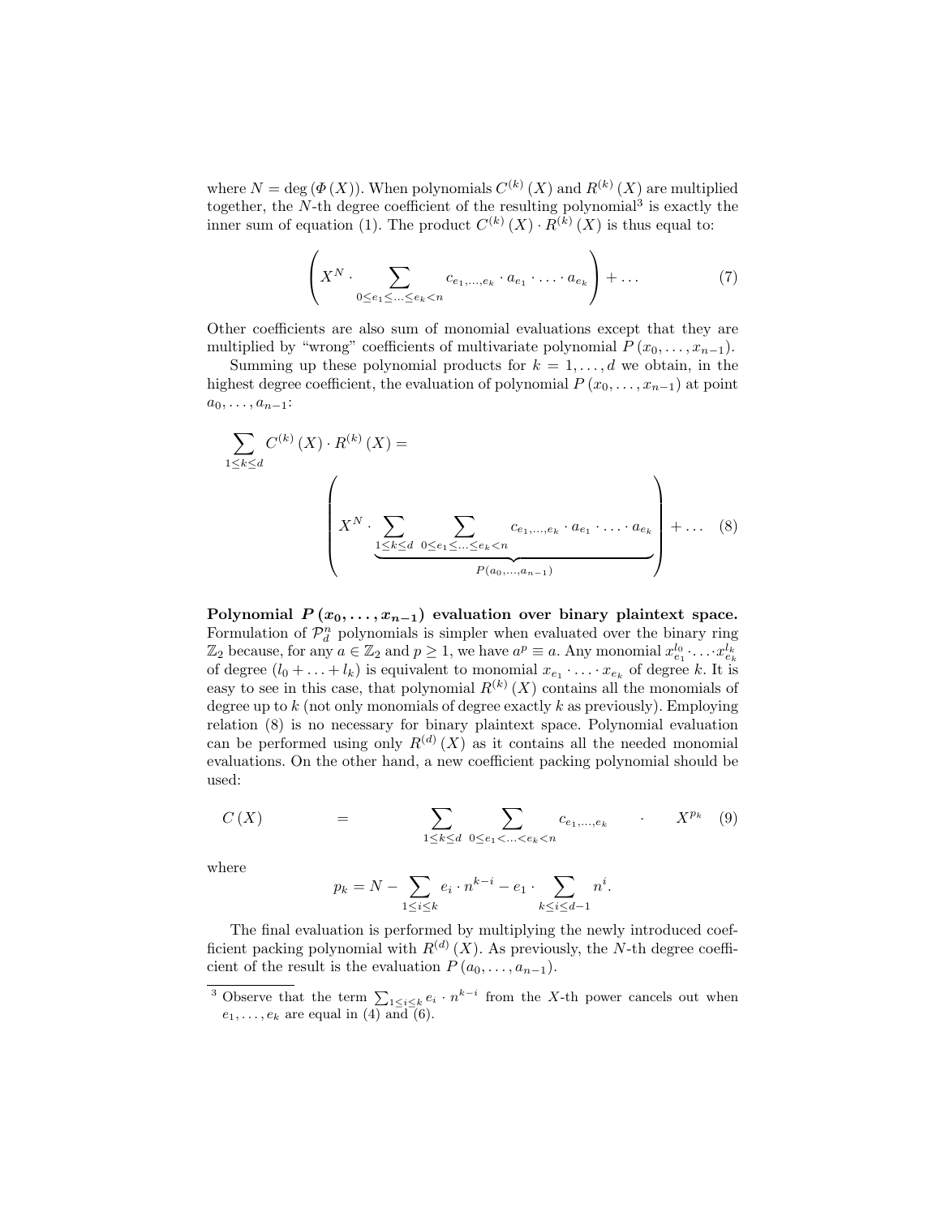where $N = \deg(\Phi(X))$. When polynomials $C^{(k)}(X)$ and $R^{(k)}(X)$ are multiplied together, the $N$-th degree coefficient of the resulting polynomial[3] is exactly the inner sum of equation (1). The product $C^{(k)}(X) \cdot R^{(k)}(X)$ is thus equal to:

$$\left( X^N \cdot \sum_{0 \le e_1 \le \ldots \le e_k < n} c_{e_1,\ldots,e_k} \cdot a_{e_1} \cdot \ldots \cdot a_{e_k} \right) + \ldots \tag{7}$$

Other coefficients are also sum of monomial evaluations except that they are multiplied by "wrong" coefficients of multivariate polynomial $P(x_0, \ldots, x_{n-1})$.

Summing up these polynomial products for $k = 1, \ldots, d$ we obtain, in the highest degree coefficient, the evaluation of polynomial $P(x_0, \ldots, x_{n-1})$ at point $a_0, \ldots, a_{n-1}$:

$$\sum_{1 \le k \le d} C^{(k)}(X) \cdot R^{(k)}(X) = \left( X^N \cdot \underbrace{\sum_{1 \le k \le d} \sum_{0 \le e_1 \le \ldots \le e_k < n} c_{e_1,\ldots,e_k} \cdot a_{e_1} \cdot \ldots \cdot a_{e_k}}_{P(a_0,\ldots,a_{n-1})} \right) + \ldots \tag{8}$$

**Polynomial $P(x_0, \ldots, x_{n-1})$ evaluation over binary plaintext space.** Formulation of $\mathcal{P}_d^n$ polynomials is simpler when evaluated over the binary ring $\mathbb{Z}_2$ because, for any $a \in \mathbb{Z}_2$ and $p \ge 1$, we have $a^p \equiv a$. Any monomial $x_{e_1}^{l_0} \cdot \ldots \cdot x_{e_k}^{l_k}$ of degree $(l_0 + \ldots + l_k)$ is equivalent to monomial $x_{e_1} \cdot \ldots \cdot x_{e_k}$ of degree $k$. It is easy to see in this case, that polynomial $R^{(k)}(X)$ contains all the monomials of degree up to $k$ (not only monomials of degree exactly $k$ as previously). Employing relation (8) is no necessary for binary plaintext space. Polynomial evaluation can be performed using only $R^{(d)}(X)$ as it contains all the needed monomial evaluations. On the other hand, a new coefficient packing polynomial should be used:

$$C(X) = \sum_{1 \le k \le d} \sum_{0 \le e_1 < \ldots < e_k < n} c_{e_1,\ldots,e_k} \cdot X^{p_k} \tag{9}$$

where

$$p_k = N - \sum_{1 \le i \le k} e_i \cdot n^{k-i} - e_1 \cdot \sum_{k \le i \le d-1} n^i.$$

The final evaluation is performed by multiplying the newly introduced coefficient packing polynomial with $R^{(d)}(X)$. As previously, the $N$-th degree coefficient of the result is the evaluation $P(a_0, \ldots, a_{n-1})$.

[3] Observe that the term $\sum_{1 \le i \le k} e_i \cdot n^{k-i}$ from the $X$-th power cancels out when $e_1, \ldots, e_k$ are equal in (4) and (6).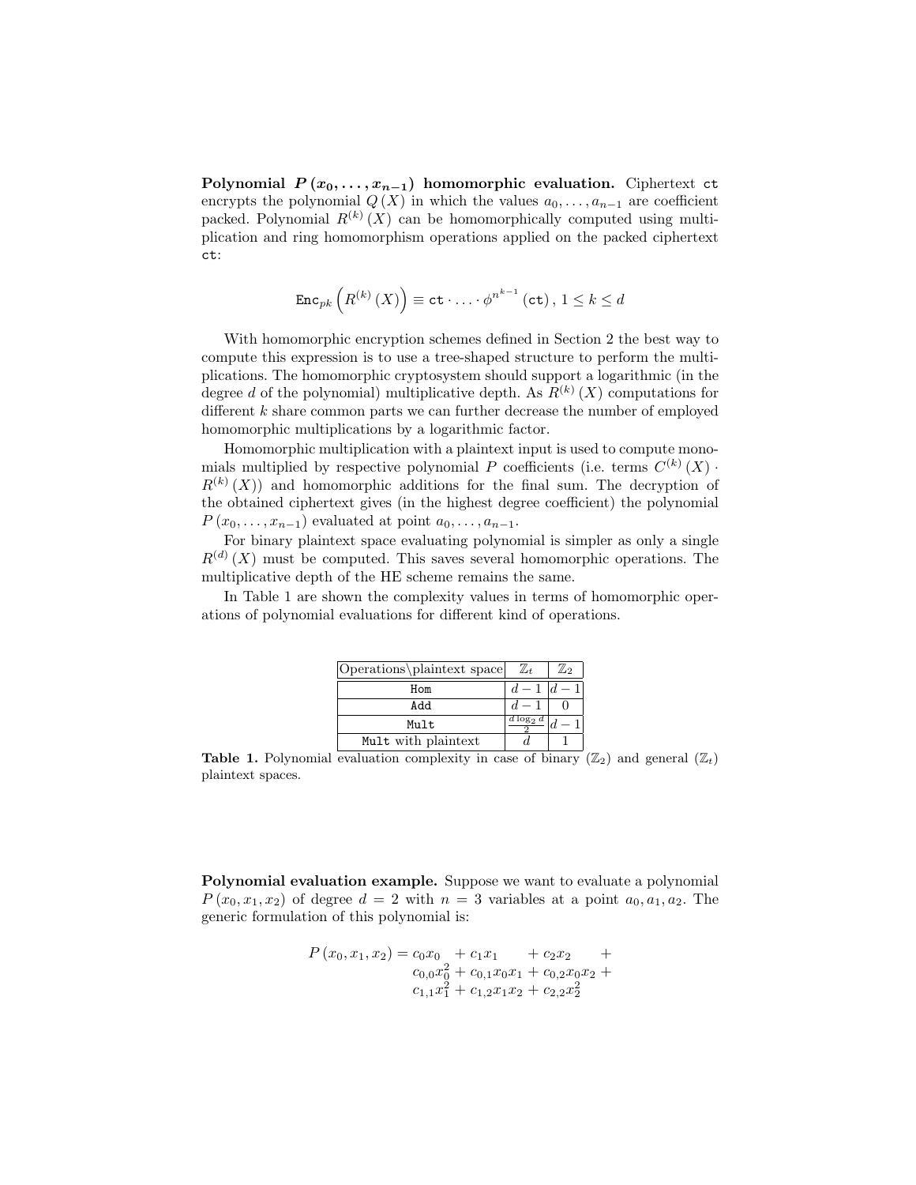**Polynomial $P(x_0, \ldots, x_{n-1})$ homomorphic evaluation.** Ciphertext `ct` encrypts the polynomial $Q(X)$ in which the values $a_0, \ldots, a_{n-1}$ are coefficient packed. Polynomial $R^{(k)}(X)$ can be homomorphically computed using multiplication and ring homomorphism operations applied on the packed ciphertext `ct`:

$$\mathtt{Enc}_{pk}\left(R^{(k)}(X)\right) \equiv \mathtt{ct} \cdot \ldots \cdot \phi^{n^{k-1}}(\mathtt{ct}),\, 1 \leq k \leq d$$

With homomorphic encryption schemes defined in Section 2 the best way to compute this expression is to use a tree-shaped structure to perform the multiplications. The homomorphic cryptosystem should support a logarithmic (in the degree $d$ of the polynomial) multiplicative depth. As $R^{(k)}(X)$ computations for different $k$ share common parts we can further decrease the number of employed homomorphic multiplications by a logarithmic factor.

Homomorphic multiplication with a plaintext input is used to compute monomials multiplied by respective polynomial $P$ coefficients (i.e. terms $C^{(k)}(X) \cdot R^{(k)}(X)$) and homomorphic additions for the final sum. The decryption of the obtained ciphertext gives (in the highest degree coefficient) the polynomial $P(x_0, \ldots, x_{n-1})$ evaluated at point $a_0, \ldots, a_{n-1}$.

For binary plaintext space evaluating polynomial is simpler as only a single $R^{(d)}(X)$ must be computed. This saves several homomorphic operations. The multiplicative depth of the HE scheme remains the same.

In Table 1 are shown the complexity values in terms of homomorphic operations of polynomial evaluations for different kind of operations.

| Operations\plaintext space | $\mathbb{Z}_t$ | $\mathbb{Z}_2$ |
|---|---|---|
| `Hom` | $d-1$ | $d-1$ |
| `Add` | $d-1$ | $0$ |
| `Mult` | $\frac{d \log_2 d}{2}$ | $d-1$ |
| `Mult` with plaintext | $d$ | $1$ |

**Table 1.** Polynomial evaluation complexity in case of binary ($\mathbb{Z}_2$) and general ($\mathbb{Z}_t$) plaintext spaces.

**Polynomial evaluation example.** Suppose we want to evaluate a polynomial $P(x_0, x_1, x_2)$ of degree $d = 2$ with $n = 3$ variables at a point $a_0, a_1, a_2$. The generic formulation of this polynomial is:

$$\begin{aligned} P(x_0, x_1, x_2) = {} & c_0 x_0 + c_1 x_1 + c_2 x_2 + \\ & c_{0,0} x_0^2 + c_{0,1} x_0 x_1 + c_{0,2} x_0 x_2 + \\ & c_{1,1} x_1^2 + c_{1,2} x_1 x_2 + c_{2,2} x_2^2 \end{aligned}$$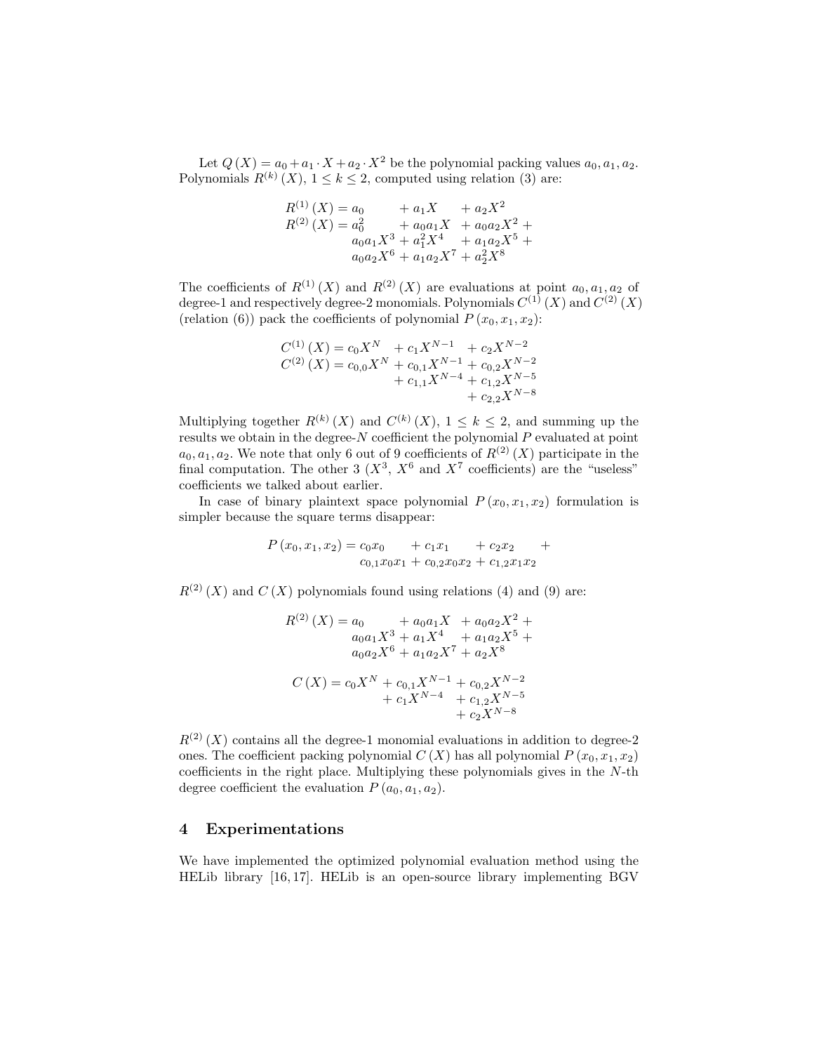Let $Q(X) = a_0 + a_1 \cdot X + a_2 \cdot X^2$ be the polynomial packing values $a_0, a_1, a_2$. Polynomials $R^{(k)}(X)$, $1 \leq k \leq 2$, computed using relation (3) are:

$$
\begin{aligned}
R^{(1)}(X) &= a_0 \quad + a_1 X \quad + a_2 X^2 \\
R^{(2)}(X) &= a_0^2 \quad + a_0 a_1 X \quad + a_0 a_2 X^2 + \\
&\quad a_0 a_1 X^3 + a_1^2 X^4 \quad + a_1 a_2 X^5 + \\
&\quad a_0 a_2 X^6 + a_1 a_2 X^7 + a_2^2 X^8
\end{aligned}
$$

The coefficients of $R^{(1)}(X)$ and $R^{(2)}(X)$ are evaluations at point $a_0, a_1, a_2$ of degree-1 and respectively degree-2 monomials. Polynomials $C^{(1)}(X)$ and $C^{(2)}(X)$ (relation (6)) pack the coefficients of polynomial $P(x_0, x_1, x_2)$:

$$
\begin{aligned}
C^{(1)}(X) &= c_0 X^N \quad + c_1 X^{N-1} \quad + c_2 X^{N-2} \\
C^{(2)}(X) &= c_{0,0} X^N + c_{0,1} X^{N-1} + c_{0,2} X^{N-2} \\
&\qquad + c_{1,1} X^{N-4} + c_{1,2} X^{N-5} \\
&\qquad + c_{2,2} X^{N-8}
\end{aligned}
$$

Multiplying together $R^{(k)}(X)$ and $C^{(k)}(X)$, $1 \leq k \leq 2$, and summing up the results we obtain in the degree-$N$ coefficient the polynomial $P$ evaluated at point $a_0, a_1, a_2$. We note that only 6 out of 9 coefficients of $R^{(2)}(X)$ participate in the final computation. The other 3 ($X^3$, $X^6$ and $X^7$ coefficients) are the "useless" coefficients we talked about earlier.

In case of binary plaintext space polynomial $P(x_0, x_1, x_2)$ formulation is simpler because the square terms disappear:

$$
\begin{aligned}
P(x_0, x_1, x_2) &= c_0 x_0 \quad + c_1 x_1 \quad + c_2 x_2 \quad + \\
&\quad c_{0,1} x_0 x_1 + c_{0,2} x_0 x_2 + c_{1,2} x_1 x_2
\end{aligned}
$$

$R^{(2)}(X)$ and $C(X)$ polynomials found using relations (4) and (9) are:

$$
\begin{aligned}
R^{(2)}(X) &= a_0 \quad + a_0 a_1 X \quad + a_0 a_2 X^2 + \\
&\quad a_0 a_1 X^3 + a_1 X^4 \quad + a_1 a_2 X^5 + \\
&\quad a_0 a_2 X^6 + a_1 a_2 X^7 + a_2 X^8
\end{aligned}
$$

$$
\begin{aligned}
C(X) &= c_0 X^N + c_{0,1} X^{N-1} + c_{0,2} X^{N-2} \\
&\qquad + c_1 X^{N-4} \quad + c_{1,2} X^{N-5} \\
&\qquad + c_2 X^{N-8}
\end{aligned}
$$

$R^{(2)}(X)$ contains all the degree-1 monomial evaluations in addition to degree-2 ones. The coefficient packing polynomial $C(X)$ has all polynomial $P(x_0, x_1, x_2)$ coefficients in the right place. Multiplying these polynomials gives in the $N$-th degree coefficient the evaluation $P(a_0, a_1, a_2)$.

## 4 Experimentations

We have implemented the optimized polynomial evaluation method using the HELib library [16, 17]. HELib is an open-source library implementing BGV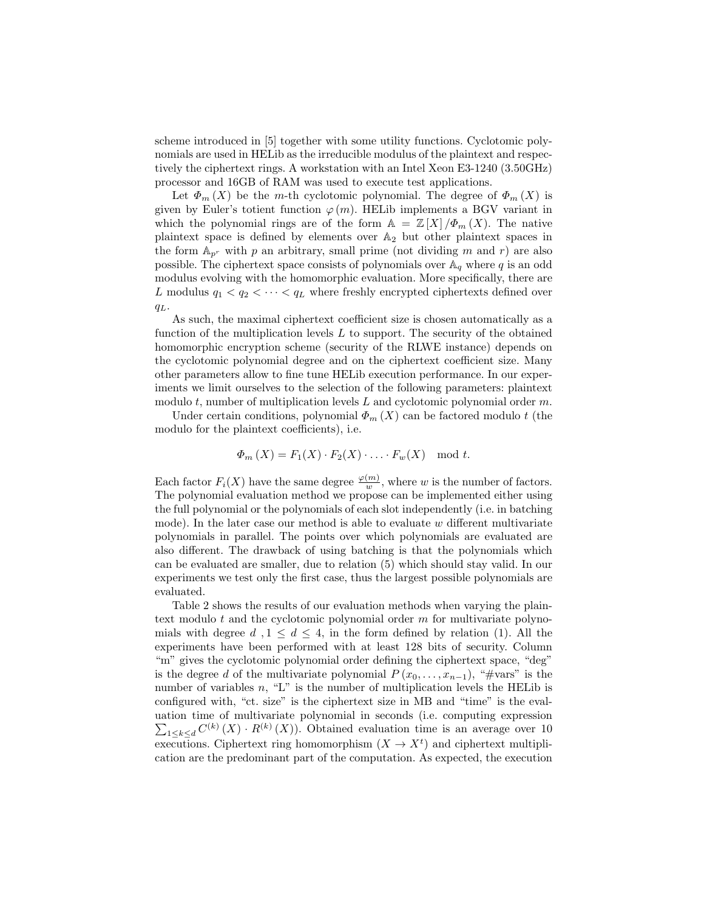scheme introduced in [5] together with some utility functions. Cyclotomic polynomials are used in HELib as the irreducible modulus of the plaintext and respectively the ciphertext rings. A workstation with an Intel Xeon E3-1240 (3.50GHz) processor and 16GB of RAM was used to execute test applications.

Let $\Phi_m(X)$ be the $m$-th cyclotomic polynomial. The degree of $\Phi_m(X)$ is given by Euler's totient function $\varphi(m)$. HELib implements a BGV variant in which the polynomial rings are of the form $\mathbb{A} = \mathbb{Z}[X]/\Phi_m(X)$. The native plaintext space is defined by elements over $\mathbb{A}_2$ but other plaintext spaces in the form $\mathbb{A}_{p^r}$ with $p$ an arbitrary, small prime (not dividing $m$ and $r$) are also possible. The ciphertext space consists of polynomials over $\mathbb{A}_q$ where $q$ is an odd modulus evolving with the homomorphic evaluation. More specifically, there are $L$ modulus $q_1 < q_2 < \cdots < q_L$ where freshly encrypted ciphertexts defined over $q_L$.

As such, the maximal ciphertext coefficient size is chosen automatically as a function of the multiplication levels $L$ to support. The security of the obtained homomorphic encryption scheme (security of the RLWE instance) depends on the cyclotomic polynomial degree and on the ciphertext coefficient size. Many other parameters allow to fine tune HELib execution performance. In our experiments we limit ourselves to the selection of the following parameters: plaintext modulo $t$, number of multiplication levels $L$ and cyclotomic polynomial order $m$.

Under certain conditions, polynomial $\Phi_m(X)$ can be factored modulo $t$ (the modulo for the plaintext coefficients), i.e.

$$\Phi_m(X) = F_1(X) \cdot F_2(X) \cdot \ldots \cdot F_w(X) \mod t.$$

Each factor $F_i(X)$ have the same degree $\frac{\varphi(m)}{w}$, where $w$ is the number of factors. The polynomial evaluation method we propose can be implemented either using the full polynomial or the polynomials of each slot independently (i.e. in batching mode). In the later case our method is able to evaluate $w$ different multivariate polynomials in parallel. The points over which polynomials are evaluated are also different. The drawback of using batching is that the polynomials which can be evaluated are smaller, due to relation (5) which should stay valid. In our experiments we test only the first case, thus the largest possible polynomials are evaluated.

Table 2 shows the results of our evaluation methods when varying the plaintext modulo $t$ and the cyclotomic polynomial order $m$ for multivariate polynomials with degree $d$ , $1 \leq d \leq 4$, in the form defined by relation (1). All the experiments have been performed with at least 128 bits of security. Column "m" gives the cyclotomic polynomial order defining the ciphertext space, "deg" is the degree $d$ of the multivariate polynomial $P(x_0, \ldots, x_{n-1})$, "#vars" is the number of variables $n$, "L" is the number of multiplication levels the HELib is configured with, "ct. size" is the ciphertext size in MB and "time" is the evaluation time of multivariate polynomial in seconds (i.e. computing expression $\sum_{1 \leq k \leq d} C^{(k)}(X) \cdot R^{(k)}(X)$). Obtained evaluation time is an average over 10 executions. Ciphertext ring homomorphism ($X \to X^t$) and ciphertext multiplication are the predominant part of the computation. As expected, the execution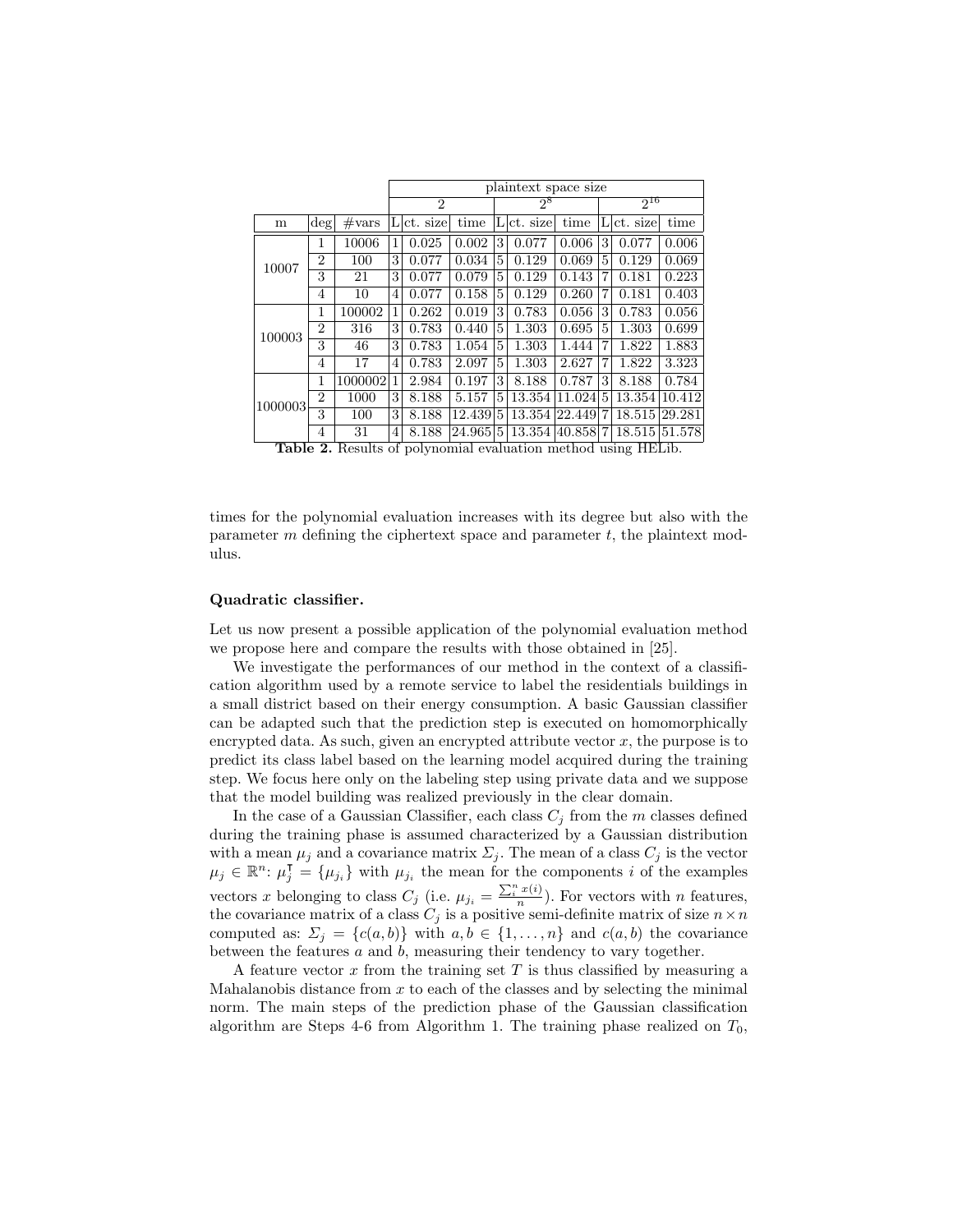| | | | plaintext space size | | | | | | | | |
|---|---|---|---|---|---|---|---|---|---|---|---|
| | | | 2 | | | $2^8$ | | | $2^{16}$ | | |
| m | deg | #vars | L | ct. size | time | L | ct. size | time | L | ct. size | time |
| 10007 | 1 | 10006 | 1 | 0.025 | 0.002 | 3 | 0.077 | 0.006 | 3 | 0.077 | 0.006 |
| | 2 | 100 | 3 | 0.077 | 0.034 | 5 | 0.129 | 0.069 | 5 | 0.129 | 0.069 |
| | 3 | 21 | 3 | 0.077 | 0.079 | 5 | 0.129 | 0.143 | 7 | 0.181 | 0.223 |
| | 4 | 10 | 4 | 0.077 | 0.158 | 5 | 0.129 | 0.260 | 7 | 0.181 | 0.403 |
| 100003 | 1 | 100002 | 1 | 0.262 | 0.019 | 3 | 0.783 | 0.056 | 3 | 0.783 | 0.056 |
| | 2 | 316 | 3 | 0.783 | 0.440 | 5 | 1.303 | 0.695 | 5 | 1.303 | 0.699 |
| | 3 | 46 | 3 | 0.783 | 1.054 | 5 | 1.303 | 1.444 | 7 | 1.822 | 1.883 |
| | 4 | 17 | 4 | 0.783 | 2.097 | 5 | 1.303 | 2.627 | 7 | 1.822 | 3.323 |
| 1000003 | 1 | 1000002 | 1 | 2.984 | 0.197 | 3 | 8.188 | 0.787 | 3 | 8.188 | 0.784 |
| | 2 | 1000 | 3 | 8.188 | 5.157 | 5 | 13.354 | 11.024 | 5 | 13.354 | 10.412 |
| | 3 | 100 | 3 | 8.188 | 12.439 | 5 | 13.354 | 22.449 | 7 | 18.515 | 29.281 |
| | 4 | 31 | 4 | 8.188 | 24.965 | 5 | 13.354 | 40.858 | 7 | 18.515 | 51.578 |

**Table 2.** Results of polynomial evaluation method using HELib.

times for the polynomial evaluation increases with its degree but also with the parameter $m$ defining the ciphertext space and parameter $t$, the plaintext modulus.

**Quadratic classifier.**

Let us now present a possible application of the polynomial evaluation method we propose here and compare the results with those obtained in [25].

We investigate the performances of our method in the context of a classification algorithm used by a remote service to label the residentials buildings in a small district based on their energy consumption. A basic Gaussian classifier can be adapted such that the prediction step is executed on homomorphically encrypted data. As such, given an encrypted attribute vector $x$, the purpose is to predict its class label based on the learning model acquired during the training step. We focus here only on the labeling step using private data and we suppose that the model building was realized previously in the clear domain.

In the case of a Gaussian Classifier, each class $C_j$ from the $m$ classes defined during the training phase is assumed characterized by a Gaussian distribution with a mean $\mu_j$ and a covariance matrix $\Sigma_j$. The mean of a class $C_j$ is the vector $\mu_j \in \mathbb{R}^n$: $\mu_j^{\intercal} = \{\mu_{j_i}\}$ with $\mu_{j_i}$ the mean for the components $i$ of the examples vectors $x$ belonging to class $C_j$ (i.e. $\mu_{j_i} = \frac{\sum_i^n x(i)}{n}$). For vectors with $n$ features, the covariance matrix of a class $C_j$ is a positive semi-definite matrix of size $n \times n$ computed as: $\Sigma_j = \{c(a,b)\}$ with $a, b \in \{1, \ldots, n\}$ and $c(a,b)$ the covariance between the features $a$ and $b$, measuring their tendency to vary together.

A feature vector $x$ from the training set $T$ is thus classified by measuring a Mahalanobis distance from $x$ to each of the classes and by selecting the minimal norm. The main steps of the prediction phase of the Gaussian classification algorithm are Steps 4-6 from Algorithm 1. The training phase realized on $T_0$,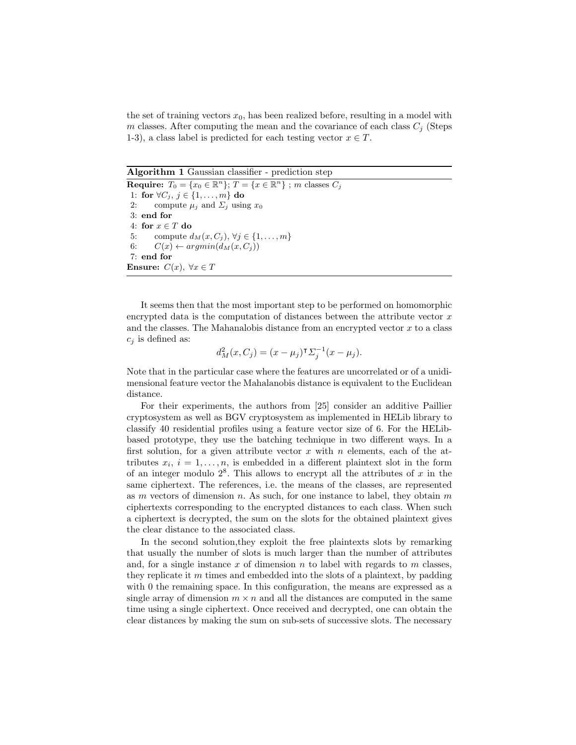the set of training vectors $x_0$, has been realized before, resulting in a model with $m$ classes. After computing the mean and the covariance of each class $C_j$ (Steps 1-3), a class label is predicted for each testing vector $x \in T$.

---

**Algorithm 1** Gaussian classifier - prediction step

---

**Require:** $T_0 = \{x_0 \in \mathbb{R}^n\}$; $T = \{x \in \mathbb{R}^n\}$ ; $m$ classes $C_j$

1: **for** $\forall C_j,\ j \in \{1, \ldots, m\}$ **do**
2: &nbsp;&nbsp;&nbsp;&nbsp;compute $\mu_j$ and $\Sigma_j$ using $x_0$
3: **end for**
4: **for** $x \in T$ **do**
5: &nbsp;&nbsp;&nbsp;&nbsp;compute $d_M(x, C_j),\ \forall j \in \{1, \ldots, m\}$
6: &nbsp;&nbsp;&nbsp;&nbsp;$C(x) \leftarrow argmin(d_M(x, C_j))$
7: **end for**

**Ensure:** $C(x),\ \forall x \in T$

---

It seems then that the most important step to be performed on homomorphic encrypted data is the computation of distances between the attribute vector $x$ and the classes. The Mahanalobis distance from an encrypted vector $x$ to a class $c_j$ is defined as:

$$d_M^2(x, C_j) = (x - \mu_j)^\intercal \Sigma_j^{-1} (x - \mu_j).$$

Note that in the particular case where the features are uncorrelated or of a unidimensional feature vector the Mahalanobis distance is equivalent to the Euclidean distance.

For their experiments, the authors from [25] consider an additive Paillier cryptosystem as well as BGV cryptosystem as implemented in HELib library to classify 40 residential profiles using a feature vector size of 6. For the HELib-based prototype, they use the batching technique in two different ways. In a first solution, for a given attribute vector $x$ with $n$ elements, each of the attributes $x_i$, $i = 1, \ldots, n$, is embedded in a different plaintext slot in the form of an integer modulo $2^8$. This allows to encrypt all the attributes of $x$ in the same ciphertext. The references, i.e. the means of the classes, are represented as $m$ vectors of dimension $n$. As such, for one instance to label, they obtain $m$ ciphertexts corresponding to the encrypted distances to each class. When such a ciphertext is decrypted, the sum on the slots for the obtained plaintext gives the clear distance to the associated class.

In the second solution,they exploit the free plaintexts slots by remarking that usually the number of slots is much larger than the number of attributes and, for a single instance $x$ of dimension $n$ to label with regards to $m$ classes, they replicate it $m$ times and embedded into the slots of a plaintext, by padding with 0 the remaining space. In this configuration, the means are expressed as a single array of dimension $m \times n$ and all the distances are computed in the same time using a single ciphertext. Once received and decrypted, one can obtain the clear distances by making the sum on sub-sets of successive slots. The necessary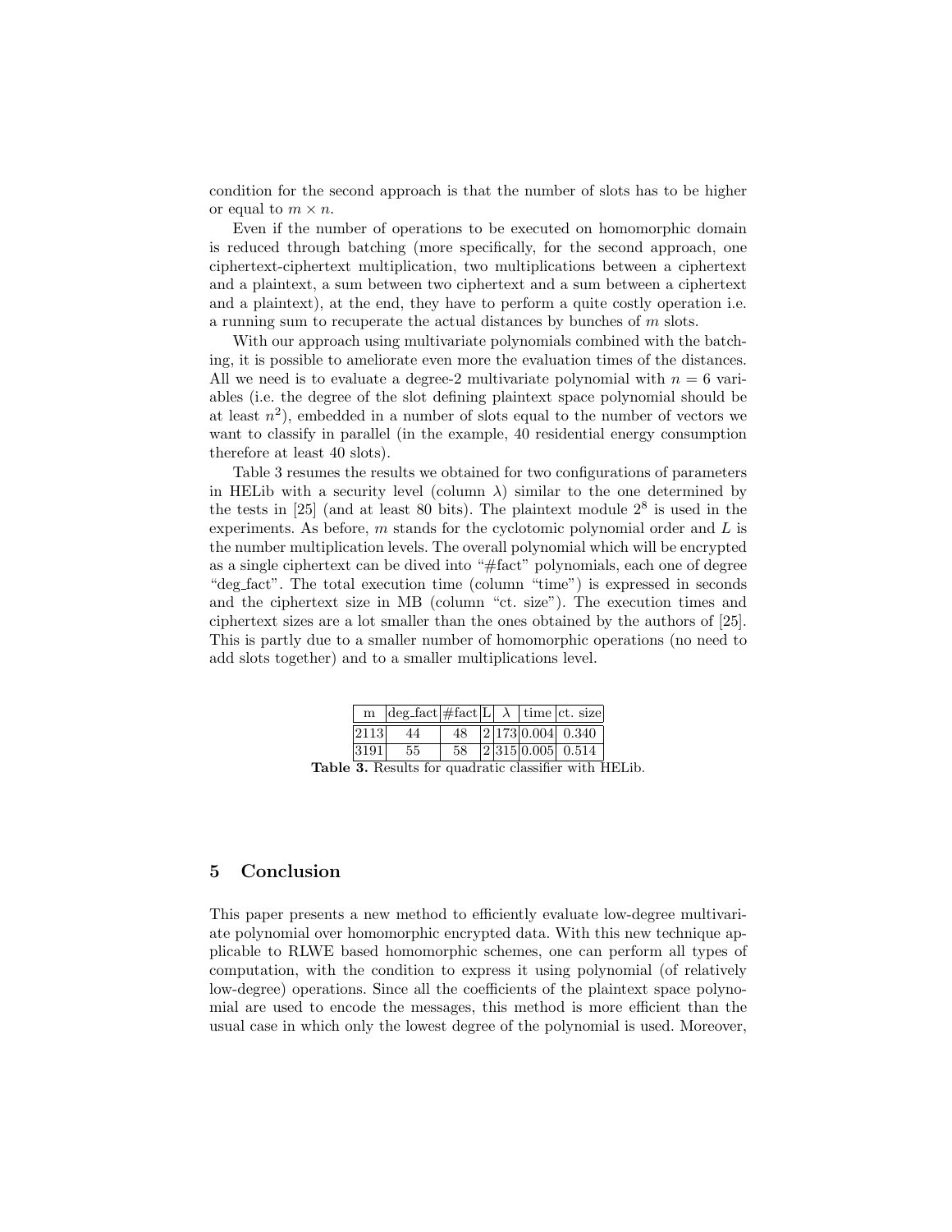condition for the second approach is that the number of slots has to be higher or equal to $m \times n$.

Even if the number of operations to be executed on homomorphic domain is reduced through batching (more specifically, for the second approach, one ciphertext-ciphertext multiplication, two multiplications between a ciphertext and a plaintext, a sum between two ciphertext and a sum between a ciphertext and a plaintext), at the end, they have to perform a quite costly operation i.e. a running sum to recuperate the actual distances by bunches of $m$ slots.

With our approach using multivariate polynomials combined with the batching, it is possible to ameliorate even more the evaluation times of the distances. All we need is to evaluate a degree-2 multivariate polynomial with $n = 6$ variables (i.e. the degree of the slot defining plaintext space polynomial should be at least $n^2$), embedded in a number of slots equal to the number of vectors we want to classify in parallel (in the example, 40 residential energy consumption therefore at least 40 slots).

Table 3 resumes the results we obtained for two configurations of parameters in HELib with a security level (column $\lambda$) similar to the one determined by the tests in [25] (and at least 80 bits). The plaintext module $2^8$ is used in the experiments. As before, $m$ stands for the cyclotomic polynomial order and $L$ is the number multiplication levels. The overall polynomial which will be encrypted as a single ciphertext can be dived into "#fact" polynomials, each one of degree "deg_fact". The total execution time (column "time") is expressed in seconds and the ciphertext size in MB (column "ct. size"). The execution times and ciphertext sizes are a lot smaller than the ones obtained by the authors of [25]. This is partly due to a smaller number of homomorphic operations (no need to add slots together) and to a smaller multiplications level.

| m | deg_fact | #fact | L | $\lambda$ | time | ct. size |
|---|---|---|---|---|---|---|
| 2113 | 44 | 48 | 2 | 173 | 0.004 | 0.340 |
| 3191 | 55 | 58 | 2 | 315 | 0.005 | 0.514 |

**Table 3.** Results for quadratic classifier with HELib.

## 5 Conclusion

This paper presents a new method to efficiently evaluate low-degree multivariate polynomial over homomorphic encrypted data. With this new technique applicable to RLWE based homomorphic schemes, one can perform all types of computation, with the condition to express it using polynomial (of relatively low-degree) operations. Since all the coefficients of the plaintext space polynomial are used to encode the messages, this method is more efficient than the usual case in which only the lowest degree of the polynomial is used. Moreover,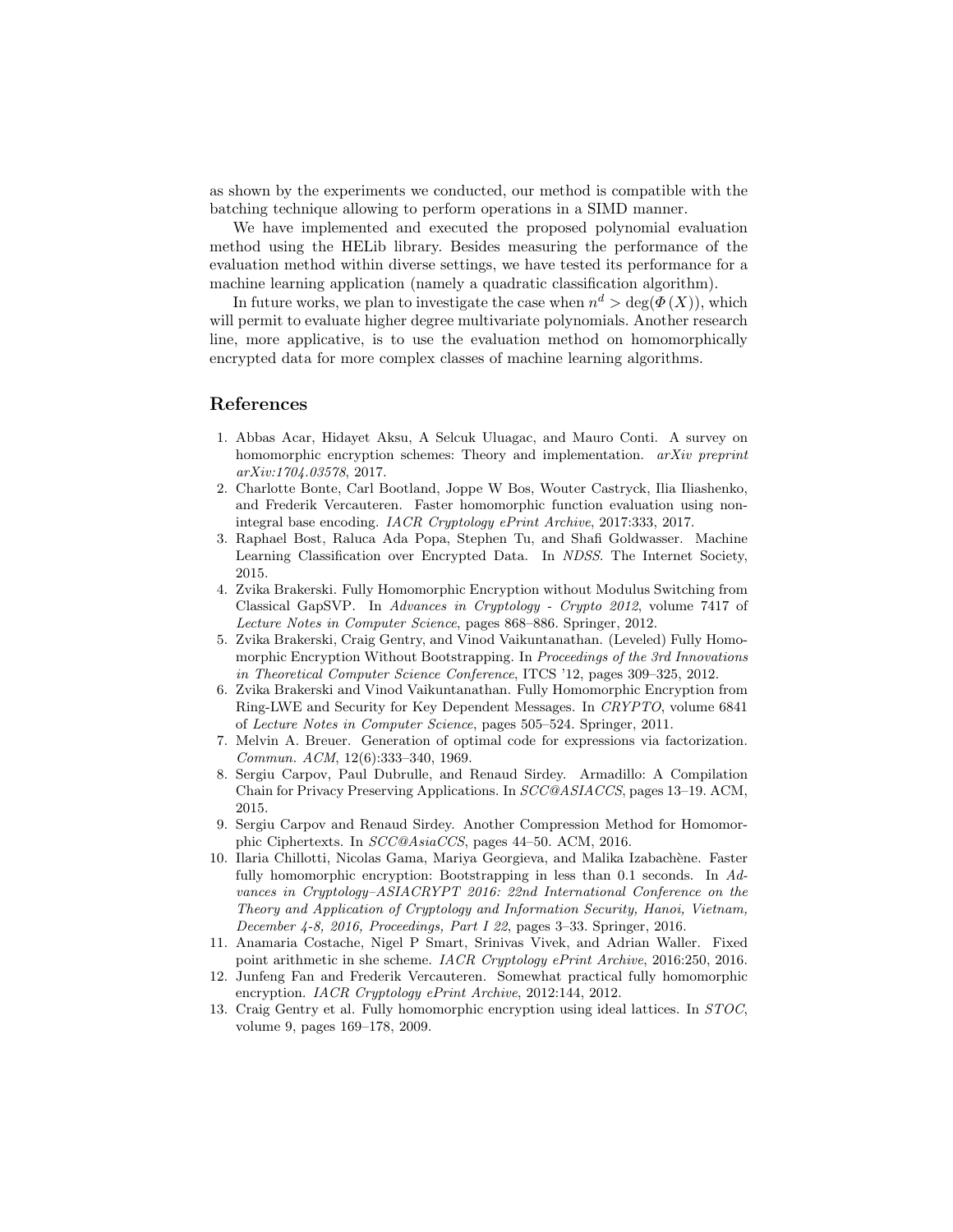as shown by the experiments we conducted, our method is compatible with the batching technique allowing to perform operations in a SIMD manner.

We have implemented and executed the proposed polynomial evaluation method using the HELib library. Besides measuring the performance of the evaluation method within diverse settings, we have tested its performance for a machine learning application (namely a quadratic classification algorithm).

In future works, we plan to investigate the case when $n^d > \deg(\Phi(X))$, which will permit to evaluate higher degree multivariate polynomials. Another research line, more applicative, is to use the evaluation method on homomorphically encrypted data for more complex classes of machine learning algorithms.

## References

1. Abbas Acar, Hidayet Aksu, A Selcuk Uluagac, and Mauro Conti. A survey on homomorphic encryption schemes: Theory and implementation. *arXiv preprint arXiv:1704.03578*, 2017.
2. Charlotte Bonte, Carl Bootland, Joppe W Bos, Wouter Castryck, Ilia Iliashenko, and Frederik Vercauteren. Faster homomorphic function evaluation using non-integral base encoding. *IACR Cryptology ePrint Archive*, 2017:333, 2017.
3. Raphael Bost, Raluca Ada Popa, Stephen Tu, and Shafi Goldwasser. Machine Learning Classification over Encrypted Data. In *NDSS*. The Internet Society, 2015.
4. Zvika Brakerski. Fully Homomorphic Encryption without Modulus Switching from Classical GapSVP. In *Advances in Cryptology - Crypto 2012*, volume 7417 of *Lecture Notes in Computer Science*, pages 868–886. Springer, 2012.
5. Zvika Brakerski, Craig Gentry, and Vinod Vaikuntanathan. (Leveled) Fully Homomorphic Encryption Without Bootstrapping. In *Proceedings of the 3rd Innovations in Theoretical Computer Science Conference*, ITCS '12, pages 309–325, 2012.
6. Zvika Brakerski and Vinod Vaikuntanathan. Fully Homomorphic Encryption from Ring-LWE and Security for Key Dependent Messages. In *CRYPTO*, volume 6841 of *Lecture Notes in Computer Science*, pages 505–524. Springer, 2011.
7. Melvin A. Breuer. Generation of optimal code for expressions via factorization. *Commun. ACM*, 12(6):333–340, 1969.
8. Sergiu Carpov, Paul Dubrulle, and Renaud Sirdey. Armadillo: A Compilation Chain for Privacy Preserving Applications. In *SCC@ASIACCS*, pages 13–19. ACM, 2015.
9. Sergiu Carpov and Renaud Sirdey. Another Compression Method for Homomorphic Ciphertexts. In *SCC@AsiaCCS*, pages 44–50. ACM, 2016.
10. Ilaria Chillotti, Nicolas Gama, Mariya Georgieva, and Malika Izabachène. Faster fully homomorphic encryption: Bootstrapping in less than 0.1 seconds. In *Advances in Cryptology–ASIACRYPT 2016: 22nd International Conference on the Theory and Application of Cryptology and Information Security, Hanoi, Vietnam, December 4-8, 2016, Proceedings, Part I 22*, pages 3–33. Springer, 2016.
11. Anamaria Costache, Nigel P Smart, Srinivas Vivek, and Adrian Waller. Fixed point arithmetic in she scheme. *IACR Cryptology ePrint Archive*, 2016:250, 2016.
12. Junfeng Fan and Frederik Vercauteren. Somewhat practical fully homomorphic encryption. *IACR Cryptology ePrint Archive*, 2012:144, 2012.
13. Craig Gentry et al. Fully homomorphic encryption using ideal lattices. In *STOC*, volume 9, pages 169–178, 2009.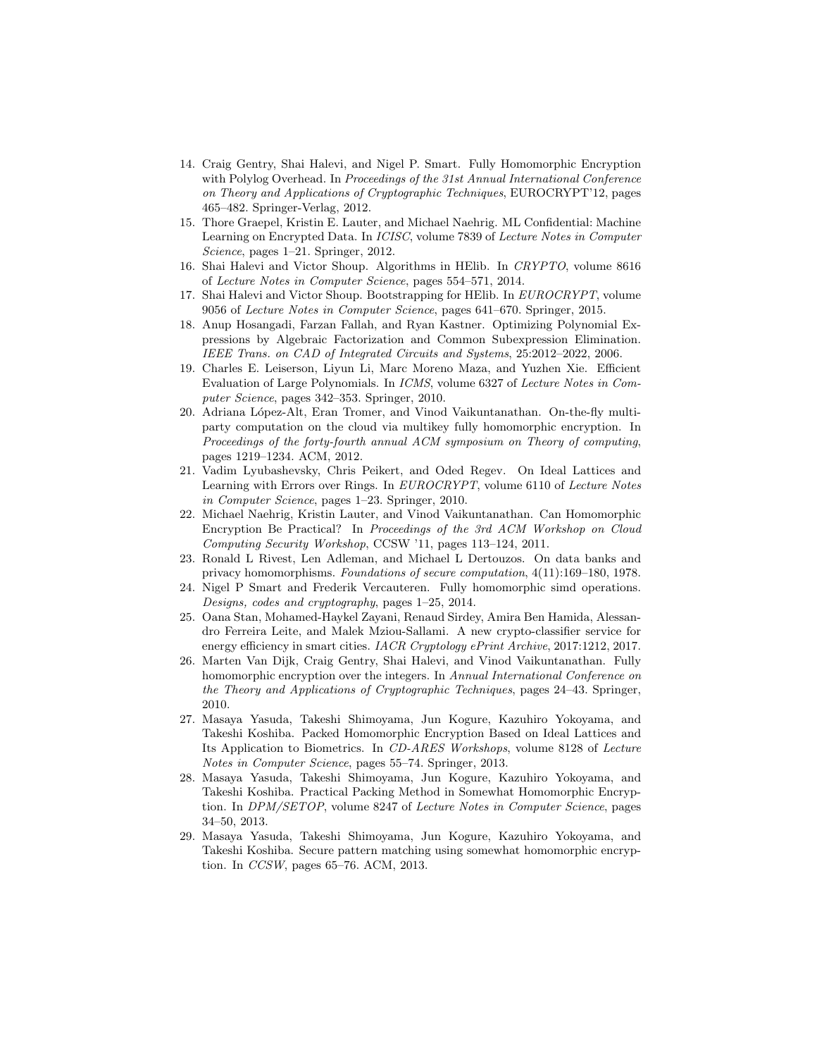14. Craig Gentry, Shai Halevi, and Nigel P. Smart. Fully Homomorphic Encryption with Polylog Overhead. In *Proceedings of the 31st Annual International Conference on Theory and Applications of Cryptographic Techniques*, EUROCRYPT'12, pages 465–482. Springer-Verlag, 2012.
15. Thore Graepel, Kristin E. Lauter, and Michael Naehrig. ML Confidential: Machine Learning on Encrypted Data. In *ICISC*, volume 7839 of *Lecture Notes in Computer Science*, pages 1–21. Springer, 2012.
16. Shai Halevi and Victor Shoup. Algorithms in HElib. In *CRYPTO*, volume 8616 of *Lecture Notes in Computer Science*, pages 554–571, 2014.
17. Shai Halevi and Victor Shoup. Bootstrapping for HElib. In *EUROCRYPT*, volume 9056 of *Lecture Notes in Computer Science*, pages 641–670. Springer, 2015.
18. Anup Hosangadi, Farzan Fallah, and Ryan Kastner. Optimizing Polynomial Expressions by Algebraic Factorization and Common Subexpression Elimination. *IEEE Trans. on CAD of Integrated Circuits and Systems*, 25:2012–2022, 2006.
19. Charles E. Leiserson, Liyun Li, Marc Moreno Maza, and Yuzhen Xie. Efficient Evaluation of Large Polynomials. In *ICMS*, volume 6327 of *Lecture Notes in Computer Science*, pages 342–353. Springer, 2010.
20. Adriana López-Alt, Eran Tromer, and Vinod Vaikuntanathan. On-the-fly multiparty computation on the cloud via multikey fully homomorphic encryption. In *Proceedings of the forty-fourth annual ACM symposium on Theory of computing*, pages 1219–1234. ACM, 2012.
21. Vadim Lyubashevsky, Chris Peikert, and Oded Regev. On Ideal Lattices and Learning with Errors over Rings. In *EUROCRYPT*, volume 6110 of *Lecture Notes in Computer Science*, pages 1–23. Springer, 2010.
22. Michael Naehrig, Kristin Lauter, and Vinod Vaikuntanathan. Can Homomorphic Encryption Be Practical? In *Proceedings of the 3rd ACM Workshop on Cloud Computing Security Workshop*, CCSW '11, pages 113–124, 2011.
23. Ronald L Rivest, Len Adleman, and Michael L Dertouzos. On data banks and privacy homomorphisms. *Foundations of secure computation*, 4(11):169–180, 1978.
24. Nigel P Smart and Frederik Vercauteren. Fully homomorphic simd operations. *Designs, codes and cryptography*, pages 1–25, 2014.
25. Oana Stan, Mohamed-Haykel Zayani, Renaud Sirdey, Amira Ben Hamida, Alessandro Ferreira Leite, and Malek Mziou-Sallami. A new crypto-classifier service for energy efficiency in smart cities. *IACR Cryptology ePrint Archive*, 2017:1212, 2017.
26. Marten Van Dijk, Craig Gentry, Shai Halevi, and Vinod Vaikuntanathan. Fully homomorphic encryption over the integers. In *Annual International Conference on the Theory and Applications of Cryptographic Techniques*, pages 24–43. Springer, 2010.
27. Masaya Yasuda, Takeshi Shimoyama, Jun Kogure, Kazuhiro Yokoyama, and Takeshi Koshiba. Packed Homomorphic Encryption Based on Ideal Lattices and Its Application to Biometrics. In *CD-ARES Workshops*, volume 8128 of *Lecture Notes in Computer Science*, pages 55–74. Springer, 2013.
28. Masaya Yasuda, Takeshi Shimoyama, Jun Kogure, Kazuhiro Yokoyama, and Takeshi Koshiba. Practical Packing Method in Somewhat Homomorphic Encryption. In *DPM/SETOP*, volume 8247 of *Lecture Notes in Computer Science*, pages 34–50, 2013.
29. Masaya Yasuda, Takeshi Shimoyama, Jun Kogure, Kazuhiro Yokoyama, and Takeshi Koshiba. Secure pattern matching using somewhat homomorphic encryption. In *CCSW*, pages 65–76. ACM, 2013.